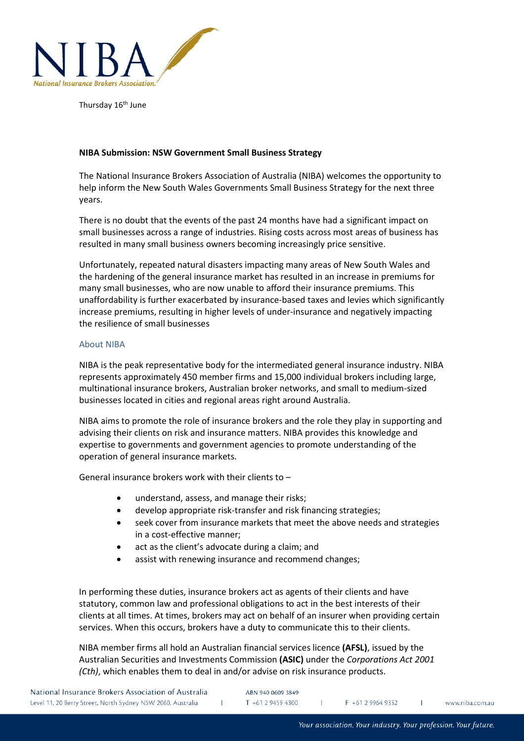Thursday 16th June

**NIBA Submission: NSW Government Small Business Strategy**

The National Insurance Brokers Association of Australia (NIBA) welcomes the opportunity to help inform the New South Wales Governments Small Business Strategy for the next three years.

There is no doubt that the events of the past 24 months have had a significant impact on small businesses across a range of industries. Rising costs across most areas of business has resulted in many small business owners becoming increasingly price sensitive.

Unfortunately, repeated natural disasters impacting many areas of New South Wales and the hardening of the general insurance market has resulted in an increase in premiums for many small businesses, who are now unable to afford their insurance premiums. This unaffordability is further exacerbated by insurance-based taxes and levies which significantly increase premiums, resulting in higher levels of under-insurance and negatively impacting the resilience of small businesses

## About NIBA

NIBA is the peak representative body for the intermediated general insurance industry. NIBA represents approximately 450 member firms and 15,000 individual brokers including large, multinational insurance brokers, Australian broker networks, and small to medium-sized businesses located in cities and regional areas right around Australia.

NIBA aims to promote the role of insurance brokers and the role they play in supporting and advising their clients on risk and insurance matters. NIBA provides this knowledge and expertise to governments and government agencies to promote understanding of the operation of general insurance markets.

General insurance brokers work with their clients to –

- understand, assess, and manage their risks;
- develop appropriate risk-transfer and risk financing strategies;
- seek cover from insurance markets that meet the above needs and strategies in a cost-effective manner;
- act as the client's advocate during a claim; and
- assist with renewing insurance and recommend changes;

In performing these duties, insurance brokers act as agents of their clients and have statutory, common law and professional obligations to act in the best interests of their clients at all times. At times, brokers may act on behalf of an insurer when providing certain services. When this occurs, brokers have a duty to communicate this to their clients.

NIBA member firms all hold an Australian financial services licence **(AFSL)**, issued by the Australian Securities and Investments Commission **(ASIC)** under the *Corporations Act 2001 (Cth)*, which enables them to deal in and/or advise on risk insurance products.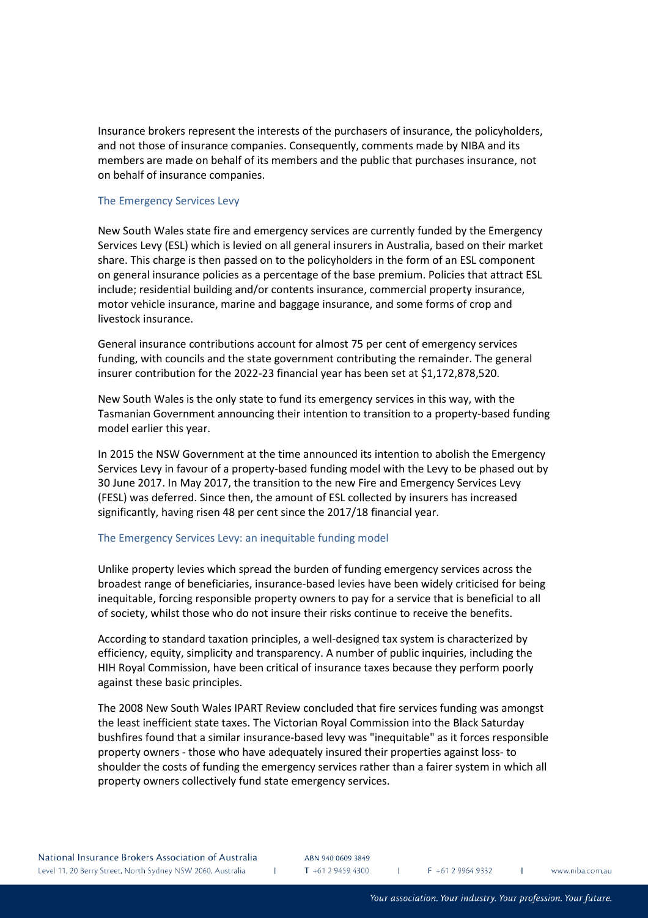Insurance brokers represent the interests of the purchasers of insurance, the policyholders, and not those of insurance companies. Consequently, comments made by NIBA and its members are made on behalf of its members and the public that purchases insurance, not on behalf of insurance companies.

## The Emergency Services Levy

New South Wales state fire and emergency services are currently funded by the Emergency Services Levy (ESL) which is levied on all general insurers in Australia, based on their market share. This charge is then passed on to the policyholders in the form of an ESL component on general insurance policies as a percentage of the base premium. Policies that attract ESL include; residential building and/or contents insurance, commercial property insurance, motor vehicle insurance, marine and baggage insurance, and some forms of crop and livestock insurance.

General insurance contributions account for almost 75 per cent of emergency services funding, with councils and the state government contributing the remainder. The general insurer contribution for the 2022-23 financial year has been set at $1,172,878,520.

New South Wales is the only state to fund its emergency services in this way, with the Tasmanian Government announcing their intention to transition to a property-based funding model earlier this year.

In 2015 the NSW Government at the time announced its intention to abolish the Emergency Services Levy in favour of a property-based funding model with the Levy to be phased out by 30 June 2017. In May 2017, the transition to the new Fire and Emergency Services Levy (FESL) was deferred. Since then, the amount of ESL collected by insurers has increased significantly, having risen 48 per cent since the 2017/18 financial year.

## The Emergency Services Levy: an inequitable funding model

Unlike property levies which spread the burden of funding emergency services across the broadest range of beneficiaries, insurance-based levies have been widely criticised for being inequitable, forcing responsible property owners to pay for a service that is beneficial to all of society, whilst those who do not insure their risks continue to receive the benefits.

According to standard taxation principles, a well-designed tax system is characterized by efficiency, equity, simplicity and transparency. A number of public inquiries, including the HIH Royal Commission, have been critical of insurance taxes because they perform poorly against these basic principles.

The 2008 New South Wales IPART Review concluded that fire services funding was amongst the least inefficient state taxes. The Victorian Royal Commission into the Black Saturday bushfires found that a similar insurance-based levy was "inequitable" as it forces responsible property owners - those who have adequately insured their properties against loss- to shoulder the costs of funding the emergency services rather than a fairer system in which all property owners collectively fund state emergency services.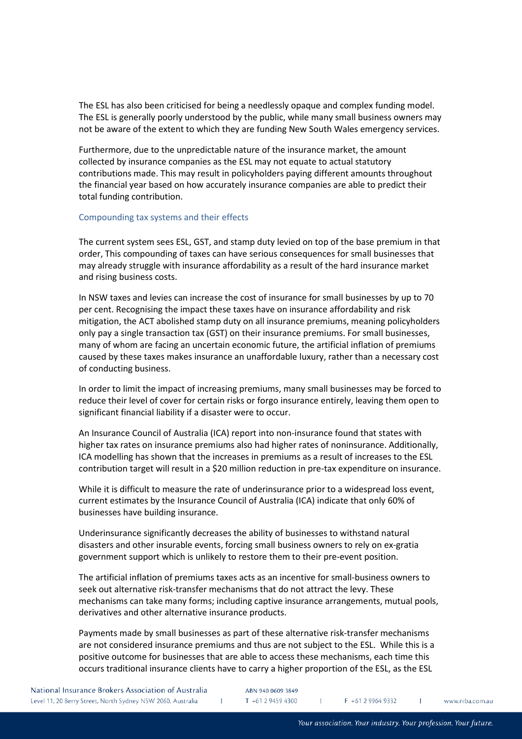The ESL has also been criticised for being a needlessly opaque and complex funding model. The ESL is generally poorly understood by the public, while many small business owners may not be aware of the extent to which they are funding New South Wales emergency services.

Furthermore, due to the unpredictable nature of the insurance market, the amount collected by insurance companies as the ESL may not equate to actual statutory contributions made. This may result in policyholders paying different amounts throughout the financial year based on how accurately insurance companies are able to predict their total funding contribution.

### Compounding tax systems and their effects

The current system sees ESL, GST, and stamp duty levied on top of the base premium in that order, This compounding of taxes can have serious consequences for small businesses that may already struggle with insurance affordability as a result of the hard insurance market and rising business costs.

In NSW taxes and levies can increase the cost of insurance for small businesses by up to 70 per cent. Recognising the impact these taxes have on insurance affordability and risk mitigation, the ACT abolished stamp duty on all insurance premiums, meaning policyholders only pay a single transaction tax (GST) on their insurance premiums. For small businesses, many of whom are facing an uncertain economic future, the artificial inflation of premiums caused by these taxes makes insurance an unaffordable luxury, rather than a necessary cost of conducting business.

In order to limit the impact of increasing premiums, many small businesses may be forced to reduce their level of cover for certain risks or forgo insurance entirely, leaving them open to significant financial liability if a disaster were to occur.

An Insurance Council of Australia (ICA) report into non-insurance found that states with higher tax rates on insurance premiums also had higher rates of noninsurance. Additionally, ICA modelling has shown that the increases in premiums as a result of increases to the ESL contribution target will result in a $20 million reduction in pre-tax expenditure on insurance.

While it is difficult to measure the rate of underinsurance prior to a widespread loss event, current estimates by the Insurance Council of Australia (ICA) indicate that only 60% of businesses have building insurance.

Underinsurance significantly decreases the ability of businesses to withstand natural disasters and other insurable events, forcing small business owners to rely on ex-gratia government support which is unlikely to restore them to their pre-event position.

The artificial inflation of premiums taxes acts as an incentive for small-business owners to seek out alternative risk-transfer mechanisms that do not attract the levy. These mechanisms can take many forms; including captive insurance arrangements, mutual pools, derivatives and other alternative insurance products.

Payments made by small businesses as part of these alternative risk-transfer mechanisms are not considered insurance premiums and thus are not subject to the ESL. While this is a positive outcome for businesses that are able to access these mechanisms, each time this occurs traditional insurance clients have to carry a higher proportion of the ESL, as the ESL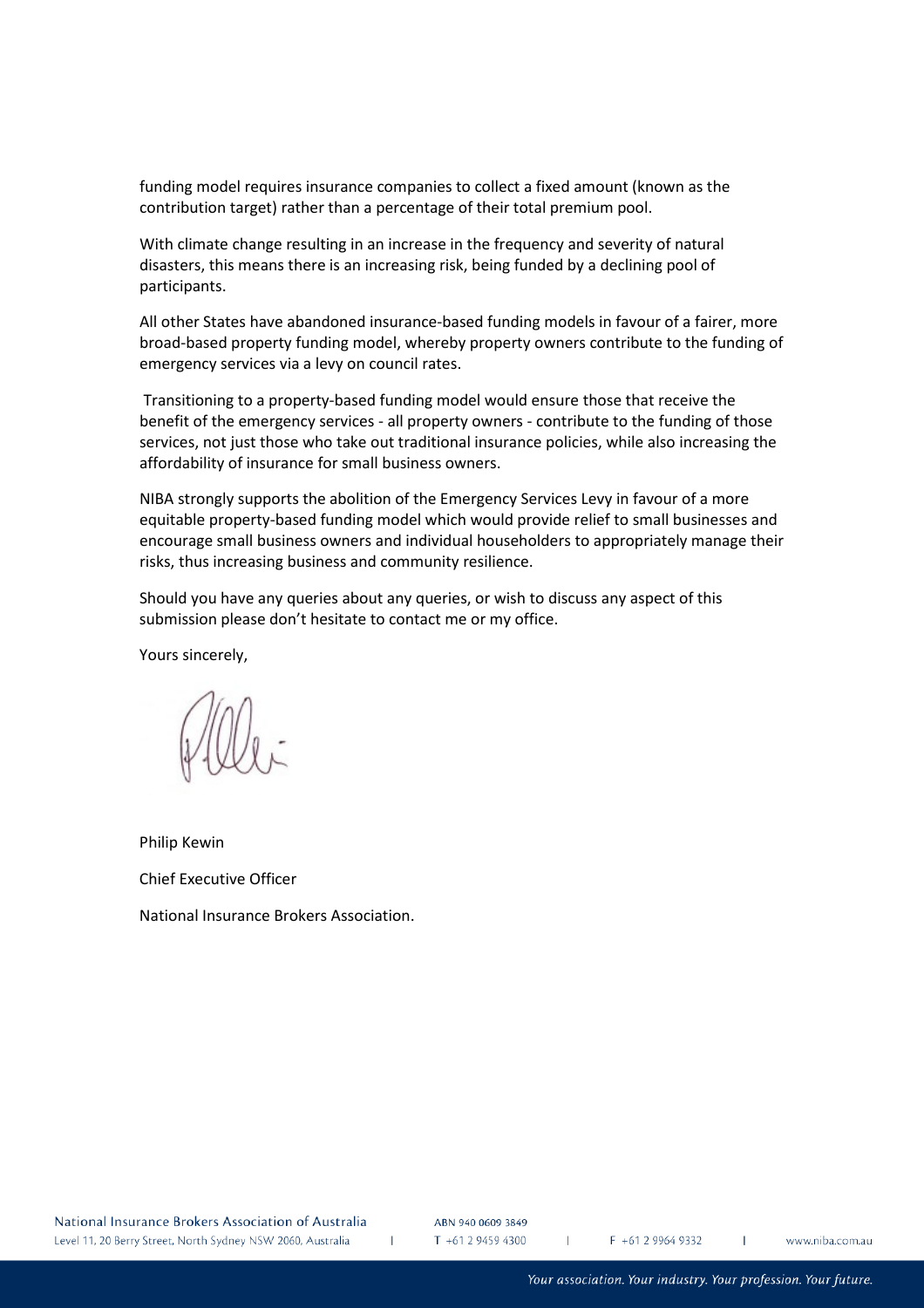funding model requires insurance companies to collect a fixed amount (known as the contribution target) rather than a percentage of their total premium pool.

With climate change resulting in an increase in the frequency and severity of natural disasters, this means there is an increasing risk, being funded by a declining pool of participants.

All other States have abandoned insurance-based funding models in favour of a fairer, more broad-based property funding model, whereby property owners contribute to the funding of emergency services via a levy on council rates.

Transitioning to a property-based funding model would ensure those that receive the benefit of the emergency services - all property owners - contribute to the funding of those services, not just those who take out traditional insurance policies, while also increasing the affordability of insurance for small business owners.

NIBA strongly supports the abolition of the Emergency Services Levy in favour of a more equitable property-based funding model which would provide relief to small businesses and encourage small business owners and individual householders to appropriately manage their risks, thus increasing business and community resilience.

Should you have any queries about any queries, or wish to discuss any aspect of this submission please don't hesitate to contact me or my office.

Yours sincerely,

Philip Kewin

Chief Executive Officer

National Insurance Brokers Association.